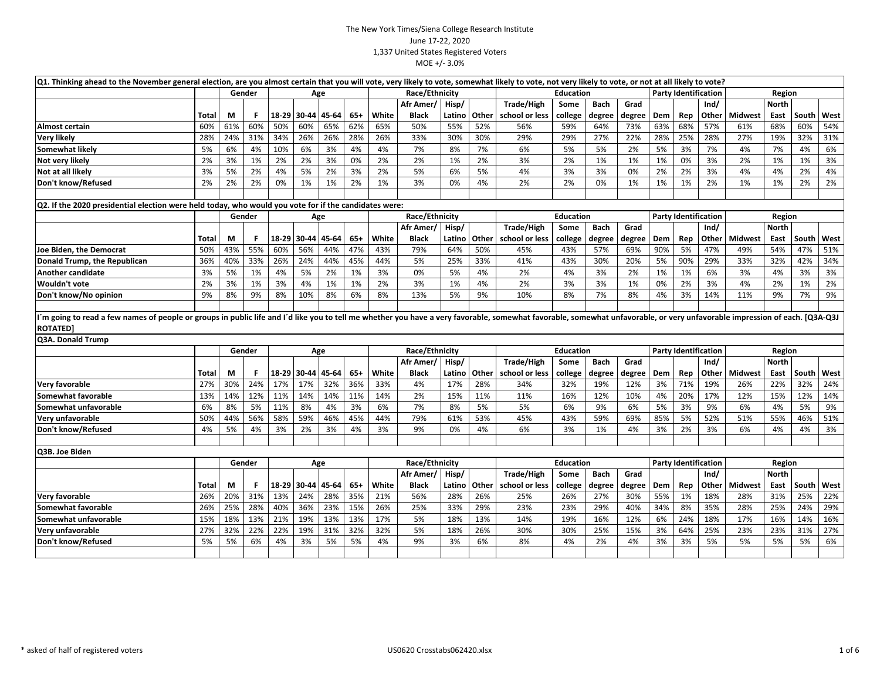The New York Times/Siena College Research Institute
June 17-22, 2020
1,337 United States Registered Voters
MOE +/- 3.0%

**Q1. Thinking ahead to the November general election, are you almost certain that you will vote, very likely to vote, somewhat likely to vote, not very likely to vote, or not at all likely to vote?**

| | | Gender | | Age | | | | Race/Ethnicity | | | | Education | | | | Party Identification | | | Region | | | |
|---|---|---|---|---|---|---|---|---|---|---|---|---|---|---|---|---|---|---|---|---|---|---|
| | Total | M | F | 18-29 | 30-44 | 45-64 | 65+ | White | Afr Amer/ Black | Hisp/ Latino | Other | Trade/High school or less | Some college | Bach degree | Grad degree | Dem | Rep | Ind/ Other | Midwest | North East | South | West |
| Almost certain | 60% | 61% | 60% | 50% | 60% | 65% | 62% | 65% | 50% | 55% | 52% | 56% | 59% | 64% | 73% | 63% | 68% | 57% | 61% | 68% | 60% | 54% |
| Very likely | 28% | 24% | 31% | 34% | 26% | 26% | 28% | 26% | 33% | 30% | 30% | 29% | 29% | 27% | 22% | 28% | 25% | 28% | 27% | 19% | 32% | 31% |
| Somewhat likely | 5% | 6% | 4% | 10% | 6% | 3% | 4% | 4% | 7% | 8% | 7% | 6% | 5% | 5% | 2% | 5% | 3% | 7% | 4% | 7% | 4% | 6% |
| Not very likely | 2% | 3% | 1% | 2% | 2% | 3% | 0% | 2% | 2% | 1% | 2% | 3% | 2% | 1% | 1% | 1% | 0% | 3% | 2% | 1% | 1% | 3% |
| Not at all likely | 3% | 5% | 2% | 4% | 5% | 2% | 3% | 2% | 5% | 6% | 5% | 4% | 3% | 3% | 0% | 2% | 2% | 3% | 4% | 4% | 2% | 4% |
| Don't know/Refused | 2% | 2% | 2% | 0% | 1% | 1% | 2% | 1% | 3% | 0% | 4% | 2% | 2% | 0% | 1% | 1% | 1% | 2% | 1% | 1% | 2% | 2% |

**Q2. If the 2020 presidential election were held today, who would you vote for if the candidates were:**

| | | Gender | | Age | | | | Race/Ethnicity | | | | Education | | | | Party Identification | | | Region | | | |
|---|---|---|---|---|---|---|---|---|---|---|---|---|---|---|---|---|---|---|---|---|---|---|
| | Total | M | F | 18-29 | 30-44 | 45-64 | 65+ | White | Afr Amer/ Black | Hisp/ Latino | Other | Trade/High school or less | Some college | Bach degree | Grad degree | Dem | Rep | Ind/ Other | Midwest | North East | South | West |
| Joe Biden, the Democrat | 50% | 43% | 55% | 60% | 56% | 44% | 47% | 43% | 79% | 64% | 50% | 45% | 43% | 57% | 69% | 90% | 5% | 47% | 49% | 54% | 47% | 51% |
| Donald Trump, the Republican | 36% | 40% | 33% | 26% | 24% | 44% | 45% | 44% | 5% | 25% | 33% | 41% | 43% | 30% | 20% | 5% | 90% | 29% | 33% | 32% | 42% | 34% |
| Another candidate | 3% | 5% | 1% | 4% | 5% | 2% | 1% | 3% | 0% | 5% | 4% | 2% | 4% | 3% | 2% | 1% | 1% | 6% | 3% | 4% | 3% | 3% |
| Wouldn't vote | 2% | 3% | 1% | 3% | 4% | 1% | 1% | 2% | 3% | 1% | 4% | 2% | 3% | 3% | 1% | 0% | 2% | 3% | 4% | 2% | 1% | 2% |
| Don't know/No opinion | 9% | 8% | 9% | 8% | 10% | 8% | 6% | 8% | 13% | 5% | 9% | 10% | 8% | 7% | 8% | 4% | 3% | 14% | 11% | 9% | 7% | 9% |

**I´m going to read a few names of people or groups in public life and I´d like you to tell me whether you have a very favorable, somewhat favorable, somewhat unfavorable, or very unfavorable impression of each. [Q3A-Q3J ROTATED]**

**Q3A. Donald Trump**

| | | Gender | | Age | | | | Race/Ethnicity | | | | Education | | | | Party Identification | | | Region | | | |
|---|---|---|---|---|---|---|---|---|---|---|---|---|---|---|---|---|---|---|---|---|---|---|
| | Total | M | F | 18-29 | 30-44 | 45-64 | 65+ | White | Afr Amer/ Black | Hisp/ Latino | Other | Trade/High school or less | Some college | Bach degree | Grad degree | Dem | Rep | Ind/ Other | Midwest | North East | South | West |
| Very favorable | 27% | 30% | 24% | 17% | 17% | 32% | 36% | 33% | 4% | 17% | 28% | 34% | 32% | 19% | 12% | 3% | 71% | 19% | 26% | 22% | 32% | 24% |
| Somewhat favorable | 13% | 14% | 12% | 11% | 14% | 14% | 11% | 14% | 2% | 15% | 11% | 11% | 16% | 12% | 10% | 4% | 20% | 17% | 12% | 15% | 12% | 14% |
| Somewhat unfavorable | 6% | 8% | 5% | 11% | 8% | 4% | 3% | 6% | 7% | 8% | 5% | 5% | 6% | 9% | 6% | 5% | 3% | 9% | 6% | 4% | 5% | 9% |
| Very unfavorable | 50% | 44% | 56% | 58% | 59% | 46% | 45% | 44% | 79% | 61% | 53% | 45% | 43% | 59% | 69% | 85% | 5% | 52% | 51% | 55% | 46% | 51% |
| Don't know/Refused | 4% | 5% | 4% | 3% | 2% | 3% | 4% | 3% | 9% | 0% | 4% | 6% | 3% | 1% | 4% | 3% | 2% | 3% | 6% | 4% | 4% | 3% |

**Q3B. Joe Biden**

| | | Gender | | Age | | | | Race/Ethnicity | | | | Education | | | | Party Identification | | | Region | | | |
|---|---|---|---|---|---|---|---|---|---|---|---|---|---|---|---|---|---|---|---|---|---|---|
| | Total | M | F | 18-29 | 30-44 | 45-64 | 65+ | White | Afr Amer/ Black | Hisp/ Latino | Other | Trade/High school or less | Some college | Bach degree | Grad degree | Dem | Rep | Ind/ Other | Midwest | North East | South | West |
| Very favorable | 26% | 20% | 31% | 13% | 24% | 28% | 35% | 21% | 56% | 28% | 26% | 25% | 26% | 27% | 30% | 55% | 1% | 18% | 28% | 31% | 25% | 22% |
| Somewhat favorable | 26% | 25% | 28% | 40% | 36% | 23% | 15% | 26% | 25% | 33% | 29% | 23% | 23% | 29% | 40% | 34% | 8% | 35% | 28% | 25% | 24% | 29% |
| Somewhat unfavorable | 15% | 18% | 13% | 21% | 19% | 13% | 13% | 17% | 5% | 18% | 13% | 14% | 19% | 16% | 12% | 6% | 24% | 18% | 17% | 16% | 14% | 16% |
| Very unfavorable | 27% | 32% | 22% | 22% | 19% | 31% | 32% | 32% | 5% | 18% | 26% | 30% | 30% | 25% | 15% | 3% | 64% | 25% | 23% | 23% | 31% | 27% |
| Don't know/Refused | 5% | 5% | 6% | 4% | 3% | 5% | 5% | 4% | 9% | 3% | 6% | 8% | 4% | 2% | 4% | 3% | 3% | 5% | 5% | 5% | 5% | 6% |

\* asked of half of registered voters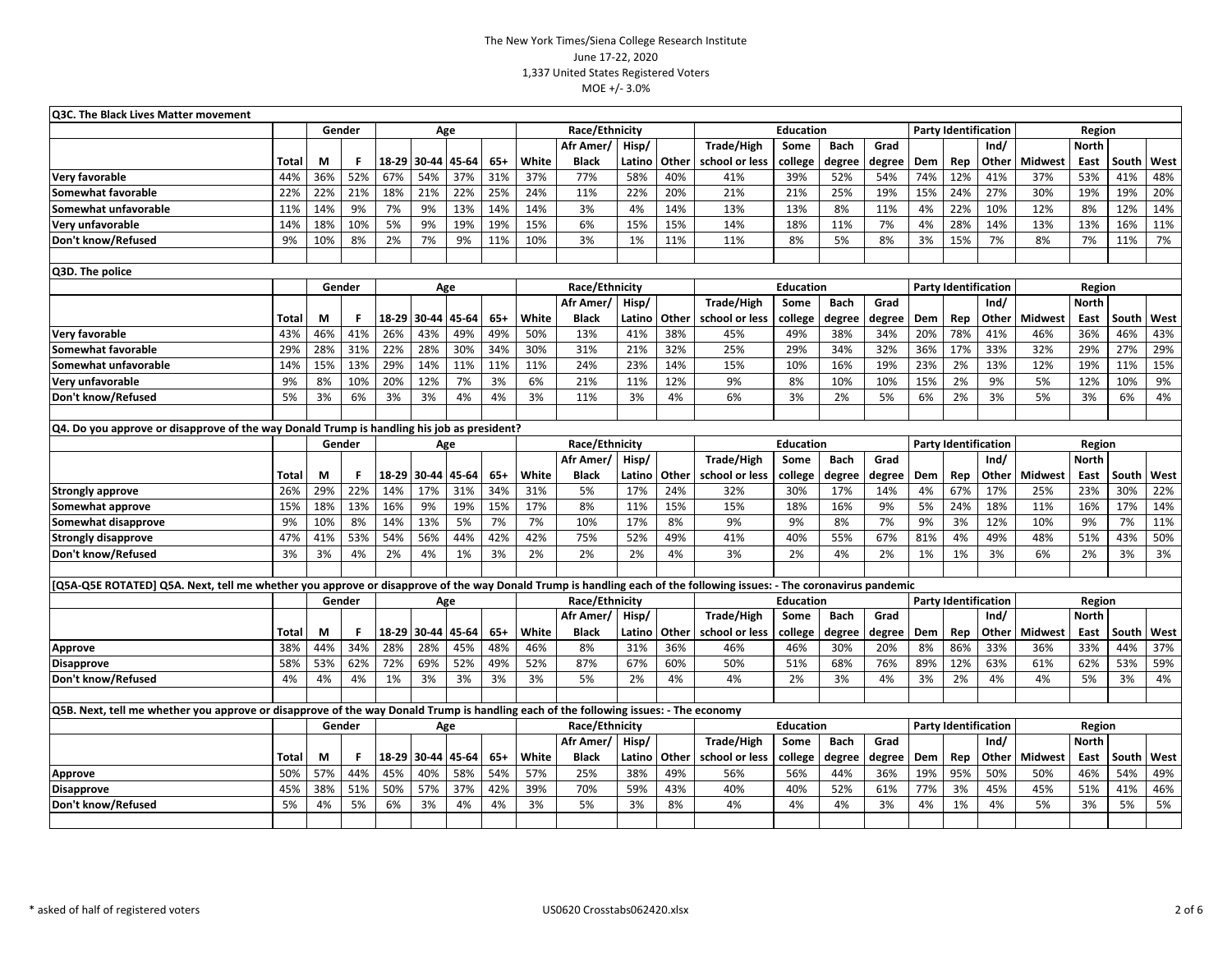The New York Times/Siena College Research Institute
June 17-22, 2020
1,337 United States Registered Voters
MOE +/- 3.0%

**Q3C. The Black Lives Matter movement**

| | | Gender | | Age | | | | Race/Ethnicity | | | | Education | | | | Party Identification | | | Region | | | |
|---|---|---|---|---|---|---|---|---|---|---|---|---|---|---|---|---|---|---|---|---|---|---|
| | Total | M | F | 18-29 | 30-44 | 45-64 | 65+ | White | Afr Amer/ Black | Hisp/ Latino | Other | Trade/High school or less | Some college | Bach degree | Grad degree | Dem | Rep | Ind/ Other | Midwest | North East | South | West |
| Very favorable | 44% | 36% | 52% | 67% | 54% | 37% | 31% | 37% | 77% | 58% | 40% | 41% | 39% | 52% | 54% | 74% | 12% | 41% | 37% | 53% | 41% | 48% |
| Somewhat favorable | 22% | 22% | 21% | 18% | 21% | 22% | 25% | 24% | 11% | 22% | 20% | 21% | 21% | 25% | 19% | 15% | 24% | 27% | 30% | 19% | 19% | 20% |
| Somewhat unfavorable | 11% | 14% | 9% | 7% | 9% | 13% | 14% | 14% | 3% | 4% | 14% | 13% | 13% | 8% | 11% | 4% | 22% | 10% | 12% | 8% | 12% | 14% |
| Very unfavorable | 14% | 18% | 10% | 5% | 9% | 19% | 19% | 15% | 6% | 15% | 15% | 14% | 18% | 11% | 7% | 4% | 28% | 14% | 13% | 13% | 16% | 11% |
| Don't know/Refused | 9% | 10% | 8% | 2% | 7% | 9% | 11% | 10% | 3% | 1% | 11% | 11% | 8% | 5% | 8% | 3% | 15% | 7% | 8% | 7% | 11% | 7% |

**Q3D. The police**

| | | Gender | | Age | | | | Race/Ethnicity | | | | Education | | | | Party Identification | | | Region | | | |
|---|---|---|---|---|---|---|---|---|---|---|---|---|---|---|---|---|---|---|---|---|---|---|
| | Total | M | F | 18-29 | 30-44 | 45-64 | 65+ | White | Afr Amer/ Black | Hisp/ Latino | Other | Trade/High school or less | Some college | Bach degree | Grad degree | Dem | Rep | Ind/ Other | Midwest | North East | South | West |
| Very favorable | 43% | 46% | 41% | 26% | 43% | 49% | 49% | 50% | 13% | 41% | 38% | 45% | 49% | 38% | 34% | 20% | 78% | 41% | 46% | 36% | 46% | 43% |
| Somewhat favorable | 29% | 28% | 31% | 22% | 28% | 30% | 34% | 30% | 31% | 21% | 32% | 25% | 29% | 34% | 32% | 36% | 17% | 33% | 32% | 29% | 27% | 29% |
| Somewhat unfavorable | 14% | 15% | 13% | 29% | 14% | 11% | 11% | 11% | 24% | 23% | 14% | 15% | 10% | 16% | 19% | 23% | 2% | 13% | 12% | 19% | 11% | 15% |
| Very unfavorable | 9% | 8% | 10% | 20% | 12% | 7% | 3% | 6% | 21% | 11% | 12% | 9% | 8% | 10% | 10% | 15% | 2% | 9% | 5% | 12% | 10% | 9% |
| Don't know/Refused | 5% | 3% | 6% | 3% | 3% | 4% | 4% | 3% | 11% | 3% | 4% | 6% | 3% | 2% | 5% | 6% | 2% | 3% | 5% | 3% | 6% | 4% |

**Q4. Do you approve or disapprove of the way Donald Trump is handling his job as president?**

| | | Gender | | Age | | | | Race/Ethnicity | | | | Education | | | | Party Identification | | | Region | | | |
|---|---|---|---|---|---|---|---|---|---|---|---|---|---|---|---|---|---|---|---|---|---|---|
| | Total | M | F | 18-29 | 30-44 | 45-64 | 65+ | White | Afr Amer/ Black | Hisp/ Latino | Other | Trade/High school or less | Some college | Bach degree | Grad degree | Dem | Rep | Ind/ Other | Midwest | North East | South | West |
| Strongly approve | 26% | 29% | 22% | 14% | 17% | 31% | 34% | 31% | 5% | 17% | 24% | 32% | 30% | 17% | 14% | 4% | 67% | 17% | 25% | 23% | 30% | 22% |
| Somewhat approve | 15% | 18% | 13% | 16% | 9% | 19% | 15% | 17% | 8% | 11% | 15% | 15% | 18% | 16% | 9% | 5% | 24% | 18% | 11% | 16% | 17% | 14% |
| Somewhat disapprove | 9% | 10% | 8% | 14% | 13% | 5% | 7% | 7% | 10% | 17% | 8% | 9% | 9% | 8% | 7% | 9% | 3% | 12% | 10% | 9% | 7% | 11% |
| Strongly disapprove | 47% | 41% | 53% | 54% | 56% | 44% | 42% | 42% | 75% | 52% | 49% | 41% | 40% | 55% | 67% | 81% | 4% | 49% | 48% | 51% | 43% | 50% |
| Don't know/Refused | 3% | 3% | 4% | 2% | 4% | 1% | 3% | 2% | 2% | 2% | 4% | 3% | 2% | 4% | 2% | 1% | 1% | 3% | 6% | 2% | 3% | 3% |

**[Q5A-Q5E ROTATED] Q5A. Next, tell me whether you approve or disapprove of the way Donald Trump is handling each of the following issues: - The coronavirus pandemic**

| | | Gender | | Age | | | | Race/Ethnicity | | | | Education | | | | Party Identification | | | Region | | | |
|---|---|---|---|---|---|---|---|---|---|---|---|---|---|---|---|---|---|---|---|---|---|---|
| | Total | M | F | 18-29 | 30-44 | 45-64 | 65+ | White | Afr Amer/ Black | Hisp/ Latino | Other | Trade/High school or less | Some college | Bach degree | Grad degree | Dem | Rep | Ind/ Other | Midwest | North East | South | West |
| Approve | 38% | 44% | 34% | 28% | 28% | 45% | 48% | 46% | 8% | 31% | 36% | 46% | 46% | 30% | 20% | 8% | 86% | 33% | 36% | 33% | 44% | 37% |
| Disapprove | 58% | 53% | 62% | 72% | 69% | 52% | 49% | 52% | 87% | 67% | 60% | 50% | 51% | 68% | 76% | 89% | 12% | 63% | 61% | 62% | 53% | 59% |
| Don't know/Refused | 4% | 4% | 4% | 1% | 3% | 3% | 3% | 3% | 5% | 2% | 4% | 4% | 2% | 3% | 4% | 3% | 2% | 4% | 4% | 5% | 3% | 4% |

**Q5B. Next, tell me whether you approve or disapprove of the way Donald Trump is handling each of the following issues: - The economy**

| | | Gender | | Age | | | | Race/Ethnicity | | | | Education | | | | Party Identification | | | Region | | | |
|---|---|---|---|---|---|---|---|---|---|---|---|---|---|---|---|---|---|---|---|---|---|---|
| | Total | M | F | 18-29 | 30-44 | 45-64 | 65+ | White | Afr Amer/ Black | Hisp/ Latino | Other | Trade/High school or less | Some college | Bach degree | Grad degree | Dem | Rep | Ind/ Other | Midwest | North East | South | West |
| Approve | 50% | 57% | 44% | 45% | 40% | 58% | 54% | 57% | 25% | 38% | 49% | 56% | 56% | 44% | 36% | 19% | 95% | 50% | 50% | 46% | 54% | 49% |
| Disapprove | 45% | 38% | 51% | 50% | 57% | 37% | 42% | 39% | 70% | 59% | 43% | 40% | 40% | 52% | 61% | 77% | 3% | 45% | 45% | 51% | 41% | 46% |
| Don't know/Refused | 5% | 4% | 5% | 6% | 3% | 4% | 4% | 3% | 5% | 3% | 8% | 4% | 4% | 4% | 3% | 4% | 1% | 4% | 5% | 3% | 5% | 5% |

\* asked of half of registered voters

US0620 Crosstabs062420.xlsx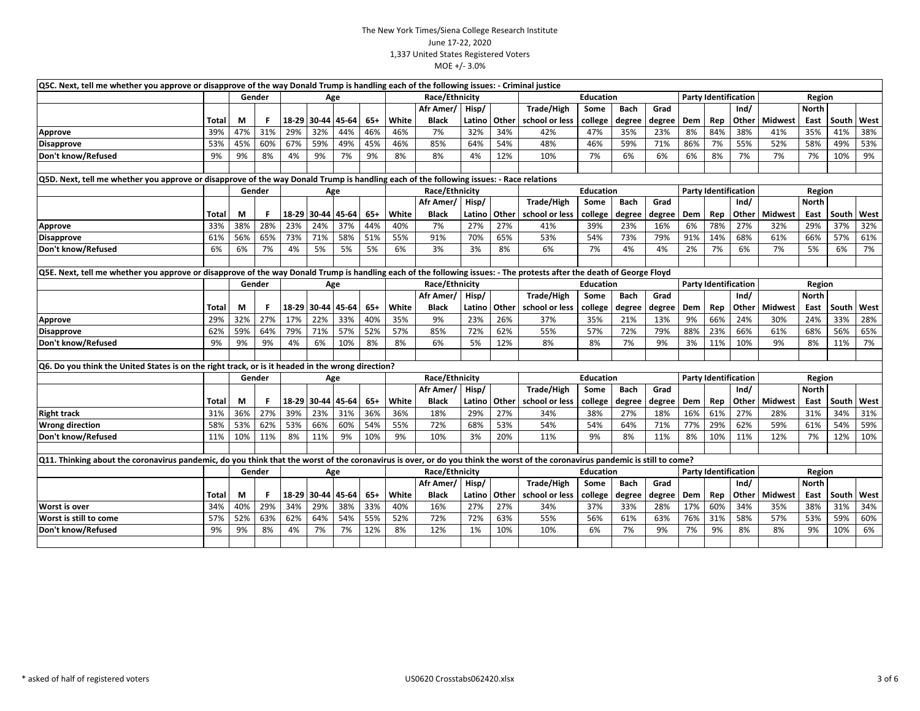The New York Times/Siena College Research Institute
June 17-22, 2020
1,337 United States Registered Voters
MOE +/- 3.0%

**Q5C. Next, tell me whether you approve or disapprove of the way Donald Trump is handling each of the following issues: - Criminal justice**

| | | Gender | | Age | | | | Race/Ethnicity | | | | Education | | | | Party Identification | | | Region | | | |
|---|---|---|---|---|---|---|---|---|---|---|---|---|---|---|---|---|---|---|---|---|---|---|
| | Total | M | F | 18-29 | 30-44 | 45-64 | 65+ | White | Afr Amer/ Black | Hisp/ Latino | Other | Trade/High school or less | Some college | Bach degree | Grad degree | Dem | Rep | Ind/ Other | Midwest | North East | South | West |
| **Approve** | 39% | 47% | 31% | 29% | 32% | 44% | 46% | 46% | 7% | 32% | 34% | 42% | 47% | 35% | 23% | 8% | 84% | 38% | 41% | 35% | 41% | 38% |
| **Disapprove** | 53% | 45% | 60% | 67% | 59% | 49% | 45% | 46% | 85% | 64% | 54% | 48% | 46% | 59% | 71% | 86% | 7% | 55% | 52% | 58% | 49% | 53% |
| **Don't know/Refused** | 9% | 9% | 8% | 4% | 9% | 7% | 9% | 8% | 8% | 4% | 12% | 10% | 7% | 6% | 6% | 6% | 8% | 7% | 7% | 7% | 10% | 9% |

**Q5D. Next, tell me whether you approve or disapprove of the way Donald Trump is handling each of the following issues: - Race relations**

| | | Gender | | Age | | | | Race/Ethnicity | | | | Education | | | | Party Identification | | | Region | | | |
|---|---|---|---|---|---|---|---|---|---|---|---|---|---|---|---|---|---|---|---|---|---|---|
| | Total | M | F | 18-29 | 30-44 | 45-64 | 65+ | White | Afr Amer/ Black | Hisp/ Latino | Other | Trade/High school or less | Some college | Bach degree | Grad degree | Dem | Rep | Ind/ Other | Midwest | North East | South | West |
| **Approve** | 33% | 38% | 28% | 23% | 24% | 37% | 44% | 40% | 7% | 27% | 27% | 41% | 39% | 23% | 16% | 6% | 78% | 27% | 32% | 29% | 37% | 32% |
| **Disapprove** | 61% | 56% | 65% | 73% | 71% | 58% | 51% | 55% | 91% | 70% | 65% | 53% | 54% | 73% | 79% | 91% | 14% | 68% | 61% | 66% | 57% | 61% |
| **Don't know/Refused** | 6% | 6% | 7% | 4% | 5% | 5% | 5% | 6% | 3% | 3% | 8% | 6% | 7% | 4% | 4% | 2% | 7% | 6% | 7% | 5% | 6% | 7% |

**Q5E. Next, tell me whether you approve or disapprove of the way Donald Trump is handling each of the following issues: - The protests after the death of George Floyd**

| | | Gender | | Age | | | | Race/Ethnicity | | | | Education | | | | Party Identification | | | Region | | | |
|---|---|---|---|---|---|---|---|---|---|---|---|---|---|---|---|---|---|---|---|---|---|---|
| | Total | M | F | 18-29 | 30-44 | 45-64 | 65+ | White | Afr Amer/ Black | Hisp/ Latino | Other | Trade/High school or less | Some college | Bach degree | Grad degree | Dem | Rep | Ind/ Other | Midwest | North East | South | West |
| **Approve** | 29% | 32% | 27% | 17% | 22% | 33% | 40% | 35% | 9% | 23% | 26% | 37% | 35% | 21% | 13% | 9% | 66% | 24% | 30% | 24% | 33% | 28% |
| **Disapprove** | 62% | 59% | 64% | 79% | 71% | 57% | 52% | 57% | 85% | 72% | 62% | 55% | 57% | 72% | 79% | 88% | 23% | 66% | 61% | 68% | 56% | 65% |
| **Don't know/Refused** | 9% | 9% | 9% | 4% | 6% | 10% | 8% | 8% | 6% | 5% | 12% | 8% | 8% | 7% | 9% | 3% | 11% | 10% | 9% | 8% | 11% | 7% |

**Q6. Do you think the United States is on the right track, or is it headed in the wrong direction?**

| | | Gender | | Age | | | | Race/Ethnicity | | | | Education | | | | Party Identification | | | Region | | | |
|---|---|---|---|---|---|---|---|---|---|---|---|---|---|---|---|---|---|---|---|---|---|---|
| | Total | M | F | 18-29 | 30-44 | 45-64 | 65+ | White | Afr Amer/ Black | Hisp/ Latino | Other | Trade/High school or less | Some college | Bach degree | Grad degree | Dem | Rep | Ind/ Other | Midwest | North East | South | West |
| **Right track** | 31% | 36% | 27% | 39% | 23% | 31% | 36% | 36% | 18% | 29% | 27% | 34% | 38% | 27% | 18% | 16% | 61% | 27% | 28% | 31% | 34% | 31% |
| **Wrong direction** | 58% | 53% | 62% | 53% | 66% | 60% | 54% | 55% | 72% | 68% | 53% | 54% | 54% | 64% | 71% | 77% | 29% | 62% | 59% | 61% | 54% | 59% |
| **Don't know/Refused** | 11% | 10% | 11% | 8% | 11% | 9% | 10% | 9% | 10% | 3% | 20% | 11% | 9% | 8% | 11% | 8% | 10% | 11% | 12% | 7% | 12% | 10% |

**Q11. Thinking about the coronavirus pandemic, do you think that the worst of the coronavirus is over, or do you think the worst of the coronavirus pandemic is still to come?**

| | | Gender | | Age | | | | Race/Ethnicity | | | | Education | | | | Party Identification | | | Region | | | |
|---|---|---|---|---|---|---|---|---|---|---|---|---|---|---|---|---|---|---|---|---|---|---|
| | Total | M | F | 18-29 | 30-44 | 45-64 | 65+ | White | Afr Amer/ Black | Hisp/ Latino | Other | Trade/High school or less | Some college | Bach degree | Grad degree | Dem | Rep | Ind/ Other | Midwest | North East | South | West |
| **Worst is over** | 34% | 40% | 29% | 34% | 29% | 38% | 33% | 40% | 16% | 27% | 27% | 34% | 37% | 33% | 28% | 17% | 60% | 34% | 35% | 38% | 31% | 34% |
| **Worst is still to come** | 57% | 52% | 63% | 62% | 64% | 54% | 55% | 52% | 72% | 72% | 63% | 55% | 56% | 61% | 63% | 76% | 31% | 58% | 57% | 53% | 59% | 60% |
| **Don't know/Refused** | 9% | 9% | 8% | 4% | 7% | 7% | 12% | 8% | 12% | 1% | 10% | 10% | 6% | 7% | 9% | 7% | 9% | 8% | 8% | 9% | 10% | 6% |

\* asked of half of registered voters

US0620 Crosstabs062420.xlsx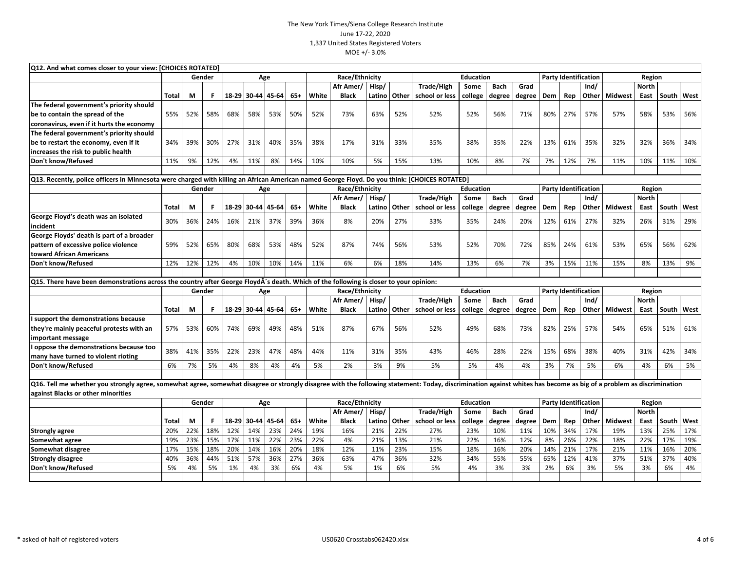The New York Times/Siena College Research Institute
June 17-22, 2020
1,337 United States Registered Voters
MOE +/- 3.0%

**Q12. And what comes closer to your view: [CHOICES ROTATED]**

| | | Gender | | Age | | | | Race/Ethnicity | | | | Education | | | | Party Identification | | | Region | | | |
|---|---|---|---|---|---|---|---|---|---|---|---|---|---|---|---|---|---|---|---|---|---|---|
| | Total | M | F | 18-29 | 30-44 | 45-64 | 65+ | White | Afr Amer/ Black | Hisp/ Latino | Other | Trade/High school or less | Some college | Bach degree | Grad degree | Dem | Rep | Ind/ Other | Midwest | North East | South | West |
| The federal government's priority should be to contain the spread of the coronavirus, even if it hurts the economy | 55% | 52% | 58% | 68% | 58% | 53% | 50% | 52% | 73% | 63% | 52% | 52% | 52% | 56% | 71% | 80% | 27% | 57% | 57% | 58% | 53% | 56% |
| The federal government's priority should be to restart the economy, even if it increases the risk to public health | 34% | 39% | 30% | 27% | 31% | 40% | 35% | 38% | 17% | 31% | 33% | 35% | 38% | 35% | 22% | 13% | 61% | 35% | 32% | 32% | 36% | 34% |
| Don't know/Refused | 11% | 9% | 12% | 4% | 11% | 8% | 14% | 10% | 10% | 5% | 15% | 13% | 10% | 8% | 7% | 7% | 12% | 7% | 11% | 10% | 11% | 10% |

**Q13. Recently, police officers in Minnesota were charged with killing an African American named George Floyd. Do you think: [CHOICES ROTATED]**

| | | Gender | | Age | | | | Race/Ethnicity | | | | Education | | | | Party Identification | | | Region | | | |
|---|---|---|---|---|---|---|---|---|---|---|---|---|---|---|---|---|---|---|---|---|---|---|
| | Total | M | F | 18-29 | 30-44 | 45-64 | 65+ | White | Afr Amer/ Black | Hisp/ Latino | Other | Trade/High school or less | Some college | Bach degree | Grad degree | Dem | Rep | Ind/ Other | Midwest | North East | South | West |
| George Floyd's death was an isolated incident | 30% | 36% | 24% | 16% | 21% | 37% | 39% | 36% | 8% | 20% | 27% | 33% | 35% | 24% | 20% | 12% | 61% | 27% | 32% | 26% | 31% | 29% |
| George Floyds' death is part of a broader pattern of excessive police violence toward African Americans | 59% | 52% | 65% | 80% | 68% | 53% | 48% | 52% | 87% | 74% | 56% | 53% | 52% | 70% | 72% | 85% | 24% | 61% | 53% | 65% | 56% | 62% |
| Don't know/Refused | 12% | 12% | 12% | 4% | 10% | 10% | 14% | 11% | 6% | 6% | 18% | 14% | 13% | 6% | 7% | 3% | 15% | 11% | 15% | 8% | 13% | 9% |

**Q15. There have been demonstrations across the country after George FloydÂ´s death. Which of the following is closer to your opinion:**

| | | Gender | | Age | | | | Race/Ethnicity | | | | Education | | | | Party Identification | | | Region | | | |
|---|---|---|---|---|---|---|---|---|---|---|---|---|---|---|---|---|---|---|---|---|---|---|
| | Total | M | F | 18-29 | 30-44 | 45-64 | 65+ | White | Afr Amer/ Black | Hisp/ Latino | Other | Trade/High school or less | Some college | Bach degree | Grad degree | Dem | Rep | Ind/ Other | Midwest | North East | South | West |
| I support the demonstrations because they're mainly peaceful protests with an important message | 57% | 53% | 60% | 74% | 69% | 49% | 48% | 51% | 87% | 67% | 56% | 52% | 49% | 68% | 73% | 82% | 25% | 57% | 54% | 65% | 51% | 61% |
| I oppose the demonstrations because too many have turned to violent rioting | 38% | 41% | 35% | 22% | 23% | 47% | 48% | 44% | 11% | 31% | 35% | 43% | 46% | 28% | 22% | 15% | 68% | 38% | 40% | 31% | 42% | 34% |
| Don't know/Refused | 6% | 7% | 5% | 4% | 8% | 4% | 4% | 5% | 2% | 3% | 9% | 5% | 5% | 4% | 4% | 3% | 7% | 5% | 6% | 4% | 6% | 5% |

**Q16. Tell me whether you strongly agree, somewhat agree, somewhat disagree or strongly disagree with the following statement: Today, discrimination against whites has become as big of a problem as discrimination against Blacks or other minorities**

| | | Gender | | Age | | | | Race/Ethnicity | | | | Education | | | | Party Identification | | | Region | | | |
|---|---|---|---|---|---|---|---|---|---|---|---|---|---|---|---|---|---|---|---|---|---|---|
| | Total | M | F | 18-29 | 30-44 | 45-64 | 65+ | White | Afr Amer/ Black | Hisp/ Latino | Other | Trade/High school or less | Some college | Bach degree | Grad degree | Dem | Rep | Ind/ Other | Midwest | North East | South | West |
| Strongly agree | 20% | 22% | 18% | 12% | 14% | 23% | 24% | 19% | 16% | 21% | 22% | 27% | 23% | 10% | 11% | 10% | 34% | 17% | 19% | 13% | 25% | 17% |
| Somewhat agree | 19% | 23% | 15% | 17% | 11% | 22% | 23% | 22% | 4% | 21% | 13% | 21% | 22% | 16% | 12% | 8% | 26% | 22% | 18% | 22% | 17% | 19% |
| Somewhat disagree | 17% | 15% | 18% | 20% | 14% | 16% | 20% | 18% | 12% | 11% | 23% | 15% | 18% | 16% | 20% | 14% | 21% | 17% | 21% | 11% | 16% | 20% |
| Strongly disagree | 40% | 36% | 44% | 51% | 57% | 36% | 27% | 36% | 63% | 47% | 36% | 32% | 34% | 55% | 55% | 65% | 12% | 41% | 37% | 51% | 37% | 40% |
| Don't know/Refused | 5% | 4% | 5% | 1% | 4% | 3% | 6% | 4% | 5% | 1% | 6% | 5% | 4% | 3% | 3% | 2% | 6% | 3% | 5% | 3% | 6% | 4% |

* asked of half of registered voters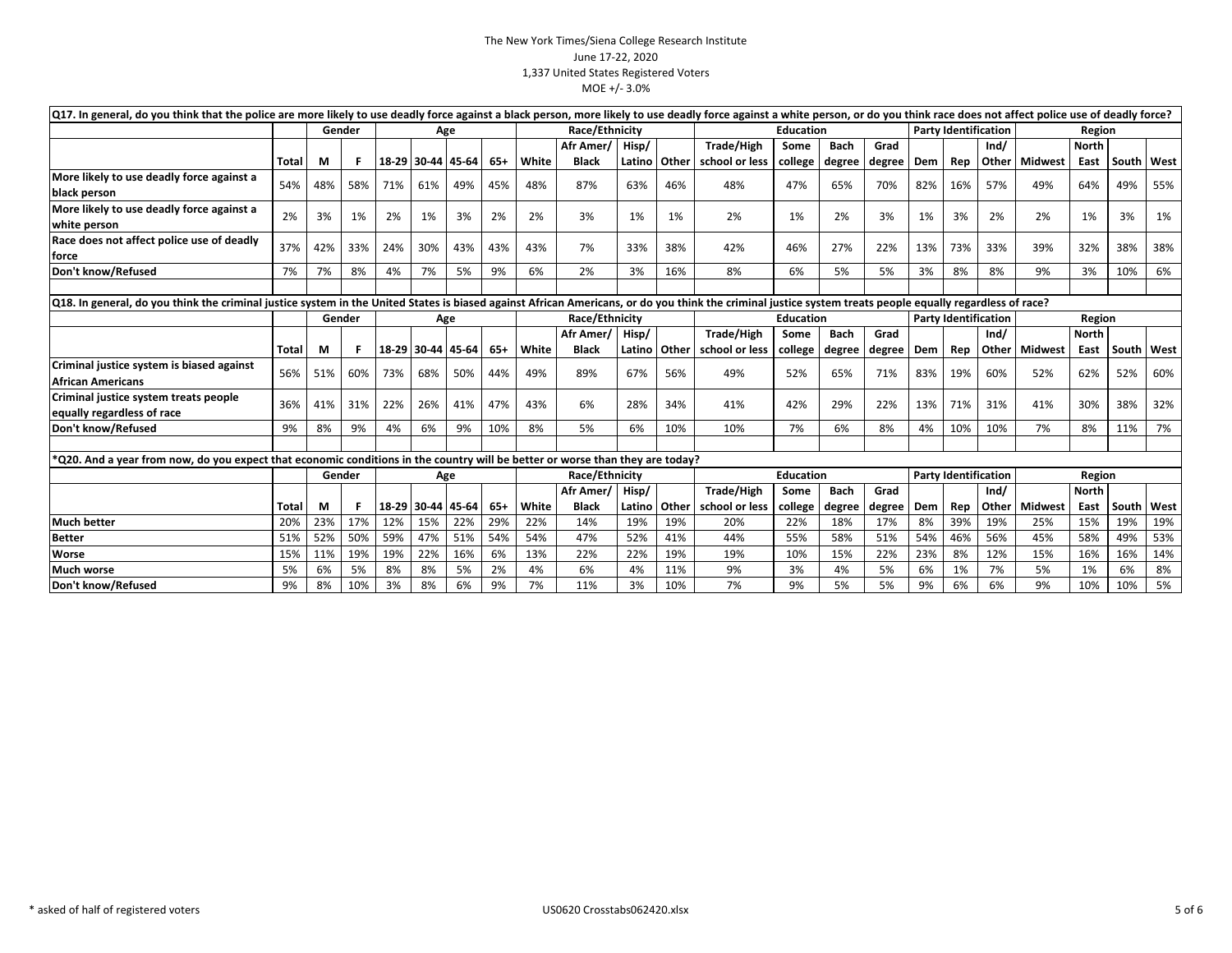The New York Times/Siena College Research Institute
June 17-22, 2020
1,337 United States Registered Voters
MOE +/- 3.0%

**Q17. In general, do you think that the police are more likely to use deadly force against a black person, more likely to use deadly force against a white person, or do you think race does not affect police use of deadly force?**

| | | Gender | | Age | | | | Race/Ethnicity | | | | Education | | | | Party Identification | | | Region | | | |
|---|---|---|---|---|---|---|---|---|---|---|---|---|---|---|---|---|---|---|---|---|---|---|
| | Total | M | F | 18-29 | 30-44 | 45-64 | 65+ | White | Afr Amer/ Black | Hisp/ Latino | Other | Trade/High school or less | Some college | Bach degree | Grad degree | Dem | Rep | Ind/ Other | Midwest | North East | South | West |
| More likely to use deadly force against a black person | 54% | 48% | 58% | 71% | 61% | 49% | 45% | 48% | 87% | 63% | 46% | 48% | 47% | 65% | 70% | 82% | 16% | 57% | 49% | 64% | 49% | 55% |
| More likely to use deadly force against a white person | 2% | 3% | 1% | 2% | 1% | 3% | 2% | 2% | 3% | 1% | 1% | 2% | 1% | 2% | 3% | 1% | 3% | 2% | 2% | 1% | 3% | 1% |
| Race does not affect police use of deadly force | 37% | 42% | 33% | 24% | 30% | 43% | 43% | 43% | 7% | 33% | 38% | 42% | 46% | 27% | 22% | 13% | 73% | 33% | 39% | 32% | 38% | 38% |
| Don't know/Refused | 7% | 7% | 8% | 4% | 7% | 5% | 9% | 6% | 2% | 3% | 16% | 8% | 6% | 5% | 5% | 3% | 8% | 8% | 9% | 3% | 10% | 6% |

**Q18. In general, do you think the criminal justice system in the United States is biased against African Americans, or do you think the criminal justice system treats people equally regardless of race?**

| | | Gender | | Age | | | | Race/Ethnicity | | | | Education | | | | Party Identification | | | Region | | | |
|---|---|---|---|---|---|---|---|---|---|---|---|---|---|---|---|---|---|---|---|---|---|---|
| | Total | M | F | 18-29 | 30-44 | 45-64 | 65+ | White | Afr Amer/ Black | Hisp/ Latino | Other | Trade/High school or less | Some college | Bach degree | Grad degree | Dem | Rep | Ind/ Other | Midwest | North East | South | West |
| Criminal justice system is biased against African Americans | 56% | 51% | 60% | 73% | 68% | 50% | 44% | 49% | 89% | 67% | 56% | 49% | 52% | 65% | 71% | 83% | 19% | 60% | 52% | 62% | 52% | 60% |
| Criminal justice system treats people equally regardless of race | 36% | 41% | 31% | 22% | 26% | 41% | 47% | 43% | 6% | 28% | 34% | 41% | 42% | 29% | 22% | 13% | 71% | 31% | 41% | 30% | 38% | 32% |
| Don't know/Refused | 9% | 8% | 9% | 4% | 6% | 9% | 10% | 8% | 5% | 6% | 10% | 10% | 7% | 6% | 8% | 4% | 10% | 10% | 7% | 8% | 11% | 7% |

**\*Q20. And a year from now, do you expect that economic conditions in the country will be better or worse than they are today?**

| | | Gender | | Age | | | | Race/Ethnicity | | | | Education | | | | Party Identification | | | Region | | | |
|---|---|---|---|---|---|---|---|---|---|---|---|---|---|---|---|---|---|---|---|---|---|---|
| | Total | M | F | 18-29 | 30-44 | 45-64 | 65+ | White | Afr Amer/ Black | Hisp/ Latino | Other | Trade/High school or less | Some college | Bach degree | Grad degree | Dem | Rep | Ind/ Other | Midwest | North East | South | West |
| Much better | 20% | 23% | 17% | 12% | 15% | 22% | 29% | 22% | 14% | 19% | 19% | 20% | 22% | 18% | 17% | 8% | 39% | 19% | 25% | 15% | 19% | 19% |
| Better | 51% | 52% | 50% | 59% | 47% | 51% | 54% | 54% | 47% | 52% | 41% | 44% | 55% | 58% | 51% | 54% | 46% | 56% | 45% | 58% | 49% | 53% |
| Worse | 15% | 11% | 19% | 19% | 22% | 16% | 6% | 13% | 22% | 22% | 19% | 19% | 10% | 15% | 22% | 23% | 8% | 12% | 15% | 16% | 16% | 14% |
| Much worse | 5% | 6% | 5% | 8% | 8% | 5% | 2% | 4% | 6% | 4% | 11% | 9% | 3% | 4% | 5% | 6% | 1% | 7% | 5% | 1% | 6% | 8% |
| Don't know/Refused | 9% | 8% | 10% | 3% | 8% | 6% | 9% | 7% | 11% | 3% | 10% | 7% | 9% | 5% | 5% | 9% | 6% | 6% | 9% | 10% | 10% | 5% |

\* asked of half of registered voters

US0620 Crosstabs062420.xlsx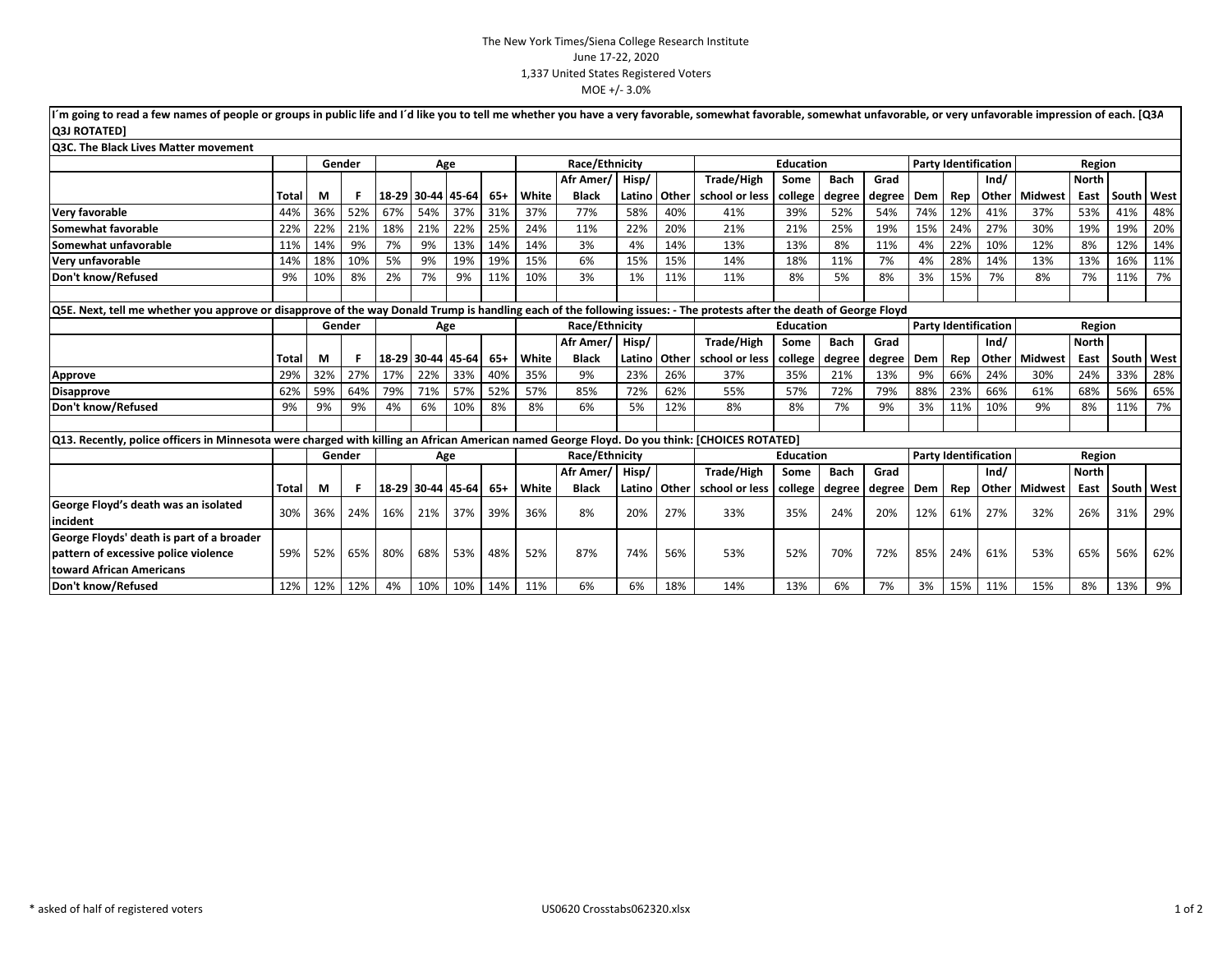The New York Times/Siena College Research Institute
June 17-22, 2020
1,337 United States Registered Voters
MOE +/- 3.0%

**I´m going to read a few names of people or groups in public life and I´d like you to tell me whether you have a very favorable, somewhat favorable, somewhat unfavorable, or very unfavorable impression of each. [Q3A Q3J ROTATED]**

**Q3C. The Black Lives Matter movement**

| | | Gender | | Age | | | | Race/Ethnicity | | | | Education | | | | Party Identification | | | Region | | | |
|---|---|---|---|---|---|---|---|---|---|---|---|---|---|---|---|---|---|---|---|---|---|---|
| | Total | M | F | 18-29 | 30-44 | 45-64 | 65+ | White | Afr Amer/ Black | Hisp/ Latino | Other | Trade/High school or less | Some college | Bach degree | Grad degree | Dem | Rep | Ind/ Other | Midwest | North East | South | West |
| **Very favorable** | 44% | 36% | 52% | 67% | 54% | 37% | 31% | 37% | 77% | 58% | 40% | 41% | 39% | 52% | 54% | 74% | 12% | 41% | 37% | 53% | 41% | 48% |
| **Somewhat favorable** | 22% | 22% | 21% | 18% | 21% | 22% | 25% | 24% | 11% | 22% | 20% | 21% | 21% | 25% | 19% | 15% | 24% | 27% | 30% | 19% | 19% | 20% |
| **Somewhat unfavorable** | 11% | 14% | 9% | 7% | 9% | 13% | 14% | 14% | 3% | 4% | 14% | 13% | 13% | 8% | 11% | 4% | 22% | 10% | 12% | 8% | 12% | 14% |
| **Very unfavorable** | 14% | 18% | 10% | 5% | 9% | 19% | 19% | 15% | 6% | 15% | 15% | 14% | 18% | 11% | 7% | 4% | 28% | 14% | 13% | 13% | 16% | 11% |
| **Don't know/Refused** | 9% | 10% | 8% | 2% | 7% | 9% | 11% | 10% | 3% | 1% | 11% | 11% | 8% | 5% | 8% | 3% | 15% | 7% | 8% | 7% | 11% | 7% |

**Q5E. Next, tell me whether you approve or disapprove of the way Donald Trump is handling each of the following issues: - The protests after the death of George Floyd**

| | | Gender | | Age | | | | Race/Ethnicity | | | | Education | | | | Party Identification | | | Region | | | |
|---|---|---|---|---|---|---|---|---|---|---|---|---|---|---|---|---|---|---|---|---|---|---|
| | Total | M | F | 18-29 | 30-44 | 45-64 | 65+ | White | Afr Amer/ Black | Hisp/ Latino | Other | Trade/High school or less | Some college | Bach degree | Grad degree | Dem | Rep | Ind/ Other | Midwest | North East | South | West |
| **Approve** | 29% | 32% | 27% | 17% | 22% | 33% | 40% | 35% | 9% | 23% | 26% | 37% | 35% | 21% | 13% | 9% | 66% | 24% | 30% | 24% | 33% | 28% |
| **Disapprove** | 62% | 59% | 64% | 79% | 71% | 57% | 52% | 57% | 85% | 72% | 62% | 55% | 57% | 72% | 79% | 88% | 23% | 66% | 61% | 68% | 56% | 65% |
| **Don't know/Refused** | 9% | 9% | 9% | 4% | 6% | 10% | 8% | 8% | 6% | 5% | 12% | 8% | 8% | 7% | 9% | 3% | 11% | 10% | 9% | 8% | 11% | 7% |

**Q13. Recently, police officers in Minnesota were charged with killing an African American named George Floyd. Do you think: [CHOICES ROTATED]**

| | | Gender | | Age | | | | Race/Ethnicity | | | | Education | | | | Party Identification | | | Region | | | |
|---|---|---|---|---|---|---|---|---|---|---|---|---|---|---|---|---|---|---|---|---|---|---|
| | Total | M | F | 18-29 | 30-44 | 45-64 | 65+ | White | Afr Amer/ Black | Hisp/ Latino | Other | Trade/High school or less | Some college | Bach degree | Grad degree | Dem | Rep | Ind/ Other | Midwest | North East | South | West |
| **George Floyd's death was an isolated incident** | 30% | 36% | 24% | 16% | 21% | 37% | 39% | 36% | 8% | 20% | 27% | 33% | 35% | 24% | 20% | 12% | 61% | 27% | 32% | 26% | 31% | 29% |
| **George Floyds' death is part of a broader pattern of excessive police violence toward African Americans** | 59% | 52% | 65% | 80% | 68% | 53% | 48% | 52% | 87% | 74% | 56% | 53% | 52% | 70% | 72% | 85% | 24% | 61% | 53% | 65% | 56% | 62% |
| **Don't know/Refused** | 12% | 12% | 12% | 4% | 10% | 10% | 14% | 11% | 6% | 6% | 18% | 14% | 13% | 6% | 7% | 3% | 15% | 11% | 15% | 8% | 13% | 9% |

\* asked of half of registered voters

US0620 Crosstabs062320.xlsx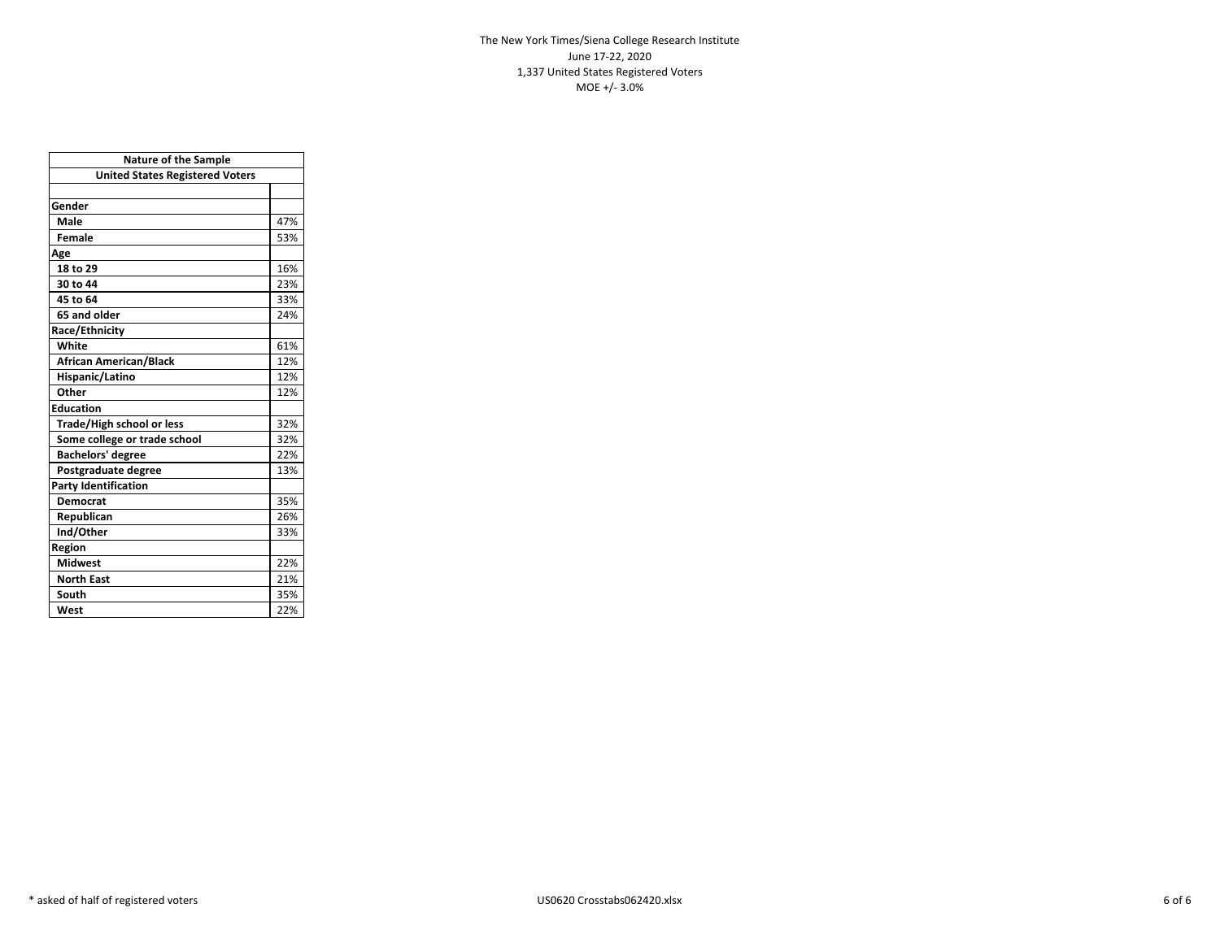The New York Times/Siena College Research Institute
June 17-22, 2020
1,337 United States Registered Voters
MOE +/- 3.0%

| Nature of the Sample | |
|---|---|
| **United States Registered Voters** | |
| | |
| **Gender** | |
| Male | 47% |
| Female | 53% |
| **Age** | |
| 18 to 29 | 16% |
| 30 to 44 | 23% |
| 45 to 64 | 33% |
| 65 and older | 24% |
| **Race/Ethnicity** | |
| White | 61% |
| African American/Black | 12% |
| Hispanic/Latino | 12% |
| Other | 12% |
| **Education** | |
| Trade/High school or less | 32% |
| Some college or trade school | 32% |
| Bachelors' degree | 22% |
| Postgraduate degree | 13% |
| **Party Identification** | |
| Democrat | 35% |
| Republican | 26% |
| Ind/Other | 33% |
| **Region** | |
| Midwest | 22% |
| North East | 21% |
| South | 35% |
| West | 22% |

* asked of half of registered voters